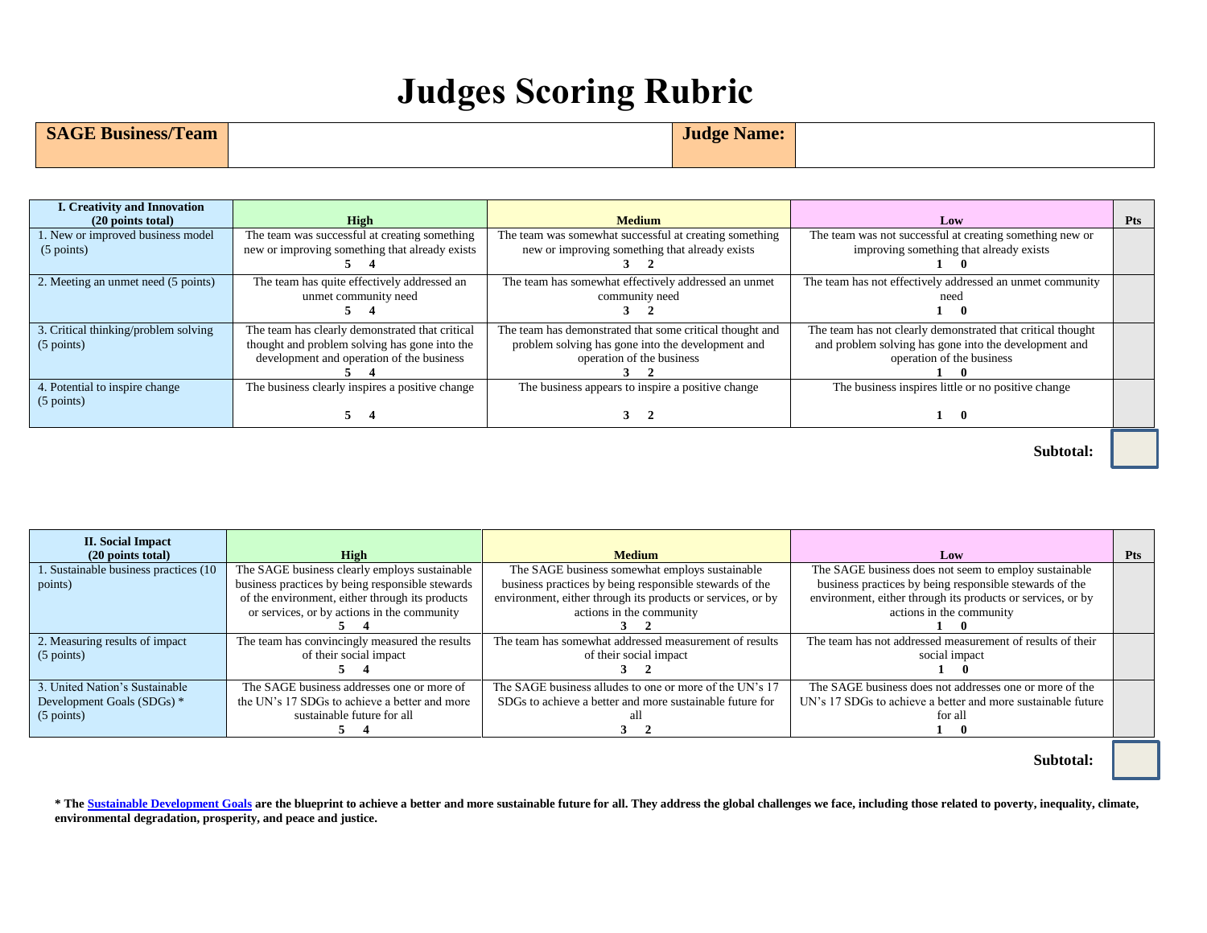# Judges Scoring Rubric

| **SAGE Business/Team** | | **Judge Name:** | |
|---|---|---|---|

| **I. Creativity and Innovation (20 points total)** | **High** | **Medium** | **Low** | **Pts** |
|---|---|---|---|---|
| 1. New or improved business model (5 points) | The team was successful at creating something new or improving something that already exists **5 4** | The team was somewhat successful at creating something new or improving something that already exists **3 2** | The team was not successful at creating something new or improving something that already exists **1 0** | |
| 2. Meeting an unmet need (5 points) | The team has quite effectively addressed an unmet community need **5 4** | The team has somewhat effectively addressed an unmet community need **3 2** | The team has not effectively addressed an unmet community need **1 0** | |
| 3. Critical thinking/problem solving (5 points) | The team has clearly demonstrated that critical thought and problem solving has gone into the development and operation of the business **5 4** | The team has demonstrated that some critical thought and problem solving has gone into the development and operation of the business **3 2** | The team has not clearly demonstrated that critical thought and problem solving has gone into the development and operation of the business **1 0** | |
| 4. Potential to inspire change (5 points) | The business clearly inspires a positive change **5 4** | The business appears to inspire a positive change **3 2** | The business inspires little or no positive change **1 0** | |

**Subtotal:**

| **II. Social Impact (20 points total)** | **High** | **Medium** | **Low** | **Pts** |
|---|---|---|---|---|
| 1. Sustainable business practices (10 points) | The SAGE business clearly employs sustainable business practices by being responsible stewards of the environment, either through its products or services, or by actions in the community **5 4** | The SAGE business somewhat employs sustainable business practices by being responsible stewards of the environment, either through its products or services, or by actions in the community **3 2** | The SAGE business does not seem to employ sustainable business practices by being responsible stewards of the environment, either through its products or services, or by actions in the community **1 0** | |
| 2. Measuring results of impact (5 points) | The team has convincingly measured the results of their social impact **5 4** | The team has somewhat addressed measurement of results of their social impact **3 2** | The team has not addressed measurement of results of their social impact **1 0** | |
| 3. United Nation's Sustainable Development Goals (SDGs) * (5 points) | The SAGE business addresses one or more of the UN's 17 SDGs to achieve a better and more sustainable future for all **5 4** | The SAGE business alludes to one or more of the UN's 17 SDGs to achieve a better and more sustainable future for all **3 2** | The SAGE business does not addresses one or more of the UN's 17 SDGs to achieve a better and more sustainable future for all **1 0** | |

**Subtotal:**

**\* The Sustainable Development Goals are the blueprint to achieve a better and more sustainable future for all. They address the global challenges we face, including those related to poverty, inequality, climate, environmental degradation, prosperity, and peace and justice.**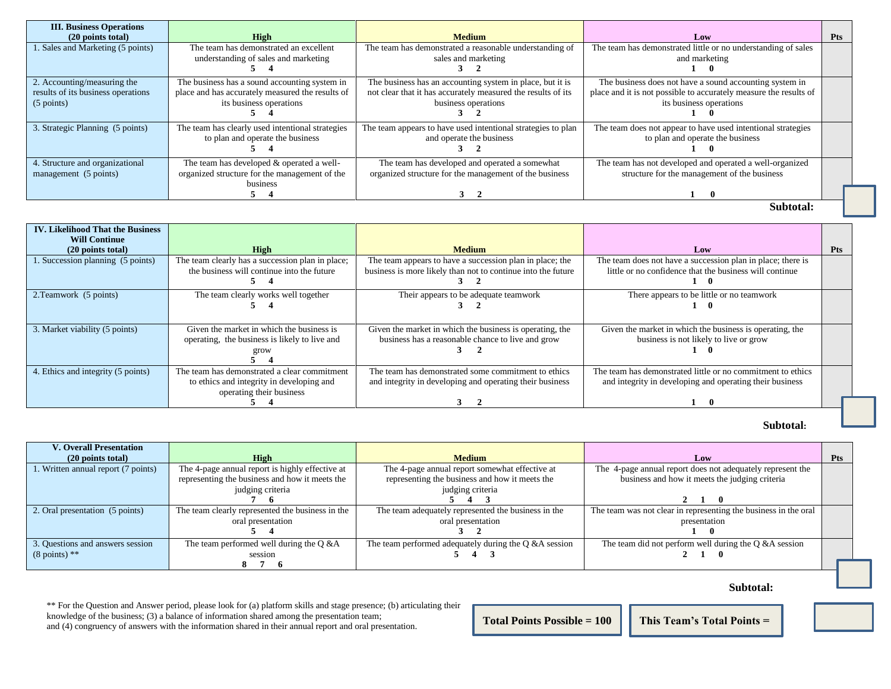| III. Business Operations (20 points total) | High | Medium | Low | Pts |
| --- | --- | --- | --- | --- |
| 1. Sales and Marketing (5 points) | The team has demonstrated an excellent understanding of sales and marketing **5 4** | The team has demonstrated a reasonable understanding of sales and marketing **3 2** | The team has demonstrated little or no understanding of sales and marketing **1 0** | |
| 2. Accounting/measuring the results of its business operations (5 points) | The business has a sound accounting system in place and has accurately measured the results of its business operations **5 4** | The business has an accounting system in place, but it is not clear that it has accurately measured the results of its business operations **3 2** | The business does not have a sound accounting system in place and it is not possible to accurately measure the results of its business operations **1 0** | |
| 3. Strategic Planning (5 points) | The team has clearly used intentional strategies to plan and operate the business **5 4** | The team appears to have used intentional strategies to plan and operate the business **3 2** | The team does not appear to have used intentional strategies to plan and operate the business **1 0** | |
| 4. Structure and organizational management (5 points) | The team has developed & operated a well-organized structure for the management of the business **5 4** | The team has developed and operated a somewhat organized structure for the management of the business **3 2** | The team has not developed and operated a well-organized structure for the management of the business **1 0** | |

**Subtotal:**

| IV. Likelihood That the Business Will Continue (20 points total) | High | Medium | Low | Pts |
| --- | --- | --- | --- | --- |
| 1. Succession planning (5 points) | The team clearly has a succession plan in place; the business will continue into the future **5 4** | The team appears to have a succession plan in place; the business is more likely than not to continue into the future **3 2** | The team does not have a succession plan in place; there is little or no confidence that the business will continue **1 0** | |
| 2.Teamwork (5 points) | The team clearly works well together **5 4** | Their appears to be adequate teamwork **3 2** | There appears to be little or no teamwork **1 0** | |
| 3. Market viability (5 points) | Given the market in which the business is operating, the business is likely to live and grow **5 4** | Given the market in which the business is operating, the business has a reasonable chance to live and grow **3 2** | Given the market in which the business is operating, the business is not likely to live or grow **1 0** | |
| 4. Ethics and integrity (5 points) | The team has demonstrated a clear commitment to ethics and integrity in developing and operating their business **5 4** | The team has demonstrated some commitment to ethics and integrity in developing and operating their business **3 2** | The team has demonstrated little or no commitment to ethics and integrity in developing and operating their business **1 0** | |

**Subtotal:**

| V. Overall Presentation (20 points total) | High | Medium | Low | Pts |
| --- | --- | --- | --- | --- |
| 1. Written annual report (7 points) | The 4-page annual report is highly effective at representing the business and how it meets the judging criteria **7 6** | The 4-page annual report somewhat effective at representing the business and how it meets the judging criteria **5 4 3** | The 4-page annual report does not adequately represent the business and how it meets the judging criteria **2 1 0** | |
| 2. Oral presentation (5 points) | The team clearly represented the business in the oral presentation **5 4** | The team adequately represented the business in the oral presentation **3 2** | The team was not clear in representing the business in the oral presentation **1 0** | |
| 3. Questions and answers session (8 points) ** | The team performed well during the Q &A session **8 7 6** | The team performed adequately during the Q &A session **5 4 3** | The team did not perform well during the Q &A session **2 1 0** | |

**Subtotal:**

** For the Question and Answer period, please look for (a) platform skills and stage presence; (b) articulating their knowledge of the business; (3) a balance of information shared among the presentation team; and (4) congruency of answers with the information shared in their annual report and oral presentation.

**Total Points Possible = 100**

**This Team's Total Points =**